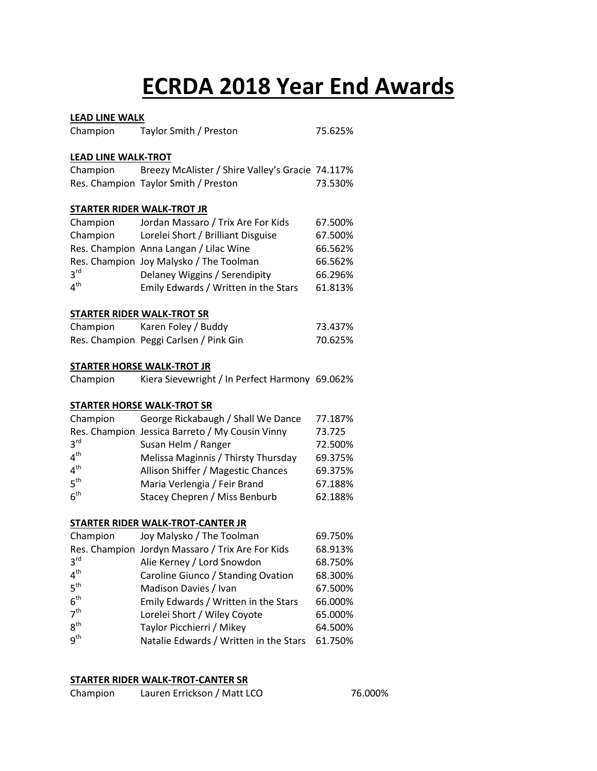# ECRDA 2018 Year End Awards

**LEAD LINE WALK**

| | | |
|---|---|---|
| Champion | Taylor Smith / Preston | 75.625% |

**LEAD LINE WALK-TROT**

| | | |
|---|---|---|
| Champion | Breezy McAlister / Shire Valley's Gracie | 74.117% |
| Res. Champion | Taylor Smith / Preston | 73.530% |

**STARTER RIDER WALK-TROT JR**

| | | |
|---|---|---|
| Champion | Jordan Massaro / Trix Are For Kids | 67.500% |
| Champion | Lorelei Short / Brilliant Disguise | 67.500% |
| Res. Champion | Anna Langan / Lilac Wine | 66.562% |
| Res. Champion | Joy Malysko / The Toolman | 66.562% |
| 3rd | Delaney Wiggins / Serendipity | 66.296% |
| 4th | Emily Edwards / Written in the Stars | 61.813% |

**STARTER RIDER WALK-TROT SR**

| | | |
|---|---|---|
| Champion | Karen Foley / Buddy | 73.437% |
| Res. Champion | Peggi Carlsen / Pink Gin | 70.625% |

**STARTER HORSE WALK-TROT JR**

| | | |
|---|---|---|
| Champion | Kiera Sievewright / In Perfect Harmony | 69.062% |

**STARTER HORSE WALK-TROT SR**

| | | |
|---|---|---|
| Champion | George Rickabaugh / Shall We Dance | 77.187% |
| Res. Champion | Jessica Barreto / My Cousin Vinny | 73.725 |
| 3rd | Susan Helm / Ranger | 72.500% |
| 4th | Melissa Maginnis / Thirsty Thursday | 69.375% |
| 4th | Allison Shiffer / Magestic Chances | 69.375% |
| 5th | Maria Verlengia / Feir Brand | 67.188% |
| 6th | Stacey Chepren / Miss Benburb | 62.188% |

**STARTER RIDER WALK-TROT-CANTER JR**

| | | |
|---|---|---|
| Champion | Joy Malysko / The Toolman | 69.750% |
| Res. Champion | Jordyn Massaro / Trix Are For Kids | 68.913% |
| 3rd | Alie Kerney / Lord Snowdon | 68.750% |
| 4th | Caroline Giunco / Standing Ovation | 68.300% |
| 5th | Madison Davies / Ivan | 67.500% |
| 6th | Emily Edwards / Written in the Stars | 66.000% |
| 7th | Lorelei Short / Wiley Coyote | 65.000% |
| 8th | Taylor Picchierri / Mikey | 64.500% |
| 9th | Natalie Edwards / Written in the Stars | 61.750% |

**STARTER RIDER WALK-TROT-CANTER SR**

| | | |
|---|---|---|
| Champion | Lauren Errickson / Matt LCO | 76.000% |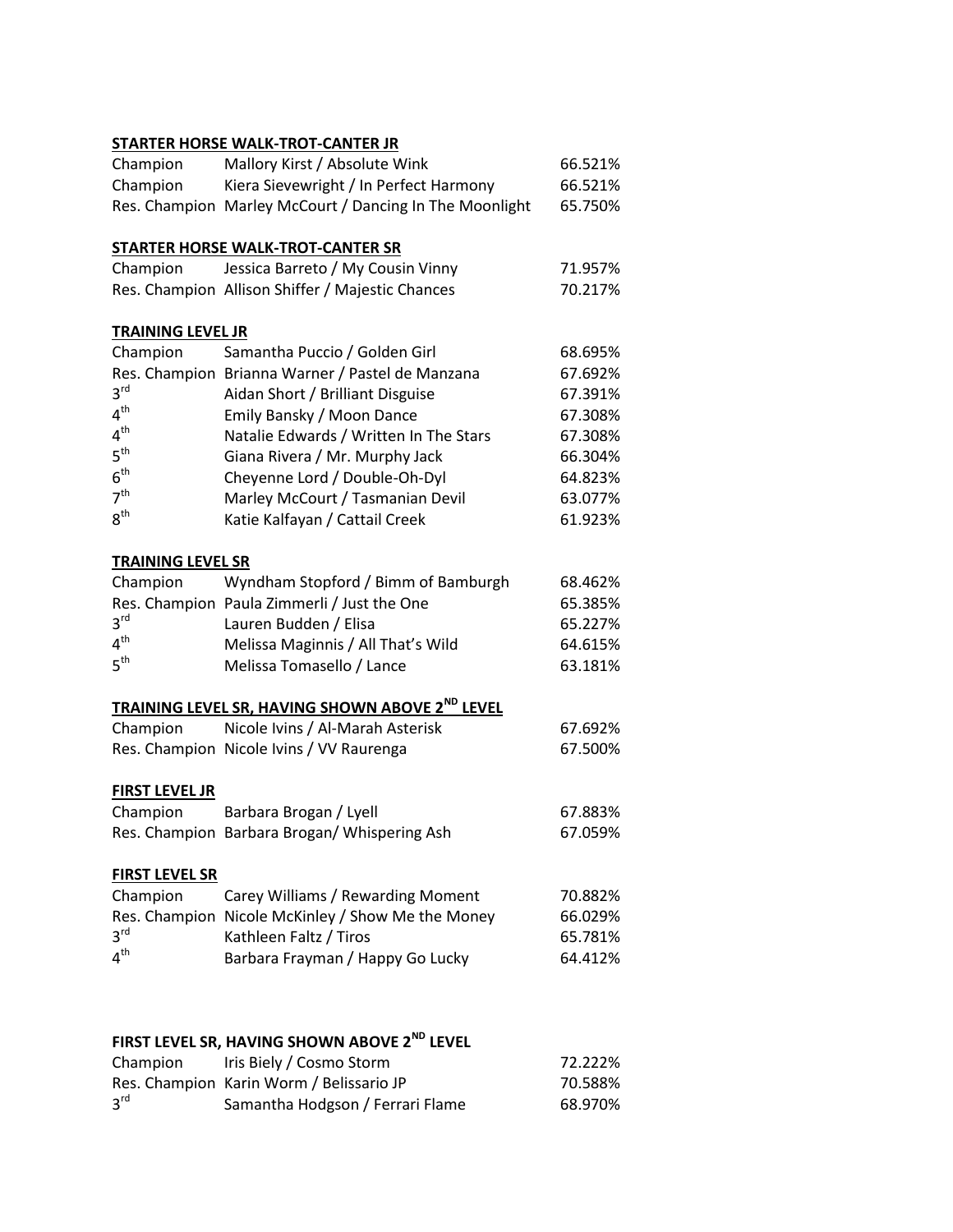**STARTER HORSE WALK-TROT-CANTER JR**

| | | |
|---|---|---|
| Champion | Mallory Kirst / Absolute Wink | 66.521% |
| Champion | Kiera Sievewright / In Perfect Harmony | 66.521% |
| Res. Champion | Marley McCourt / Dancing In The Moonlight | 65.750% |

**STARTER HORSE WALK-TROT-CANTER SR**

| | | |
|---|---|---|
| Champion | Jessica Barreto / My Cousin Vinny | 71.957% |
| Res. Champion | Allison Shiffer / Majestic Chances | 70.217% |

**TRAINING LEVEL JR**

| | | |
|---|---|---|
| Champion | Samantha Puccio / Golden Girl | 68.695% |
| Res. Champion | Brianna Warner / Pastel de Manzana | 67.692% |
| 3rd | Aidan Short / Brilliant Disguise | 67.391% |
| 4th | Emily Bansky / Moon Dance | 67.308% |
| 4th | Natalie Edwards / Written In The Stars | 67.308% |
| 5th | Giana Rivera / Mr. Murphy Jack | 66.304% |
| 6th | Cheyenne Lord / Double-Oh-Dyl | 64.823% |
| 7th | Marley McCourt / Tasmanian Devil | 63.077% |
| 8th | Katie Kalfayan / Cattail Creek | 61.923% |

**TRAINING LEVEL SR**

| | | |
|---|---|---|
| Champion | Wyndham Stopford / Bimm of Bamburgh | 68.462% |
| Res. Champion | Paula Zimmerli / Just the One | 65.385% |
| 3rd | Lauren Budden / Elisa | 65.227% |
| 4th | Melissa Maginnis / All That's Wild | 64.615% |
| 5th | Melissa Tomasello / Lance | 63.181% |

**TRAINING LEVEL SR, HAVING SHOWN ABOVE 2ND LEVEL**

| | | |
|---|---|---|
| Champion | Nicole Ivins / Al-Marah Asterisk | 67.692% |
| Res. Champion | Nicole Ivins / VV Raurenga | 67.500% |

**FIRST LEVEL JR**

| | | |
|---|---|---|
| Champion | Barbara Brogan / Lyell | 67.883% |
| Res. Champion | Barbara Brogan/ Whispering Ash | 67.059% |

**FIRST LEVEL SR**

| | | |
|---|---|---|
| Champion | Carey Williams / Rewarding Moment | 70.882% |
| Res. Champion | Nicole McKinley / Show Me the Money | 66.029% |
| 3rd | Kathleen Faltz / Tiros | 65.781% |
| 4th | Barbara Frayman / Happy Go Lucky | 64.412% |

**FIRST LEVEL SR, HAVING SHOWN ABOVE 2ND LEVEL**

| | | |
|---|---|---|
| Champion | Iris Biely / Cosmo Storm | 72.222% |
| Res. Champion | Karin Worm / Belissario JP | 70.588% |
| 3rd | Samantha Hodgson / Ferrari Flame | 68.970% |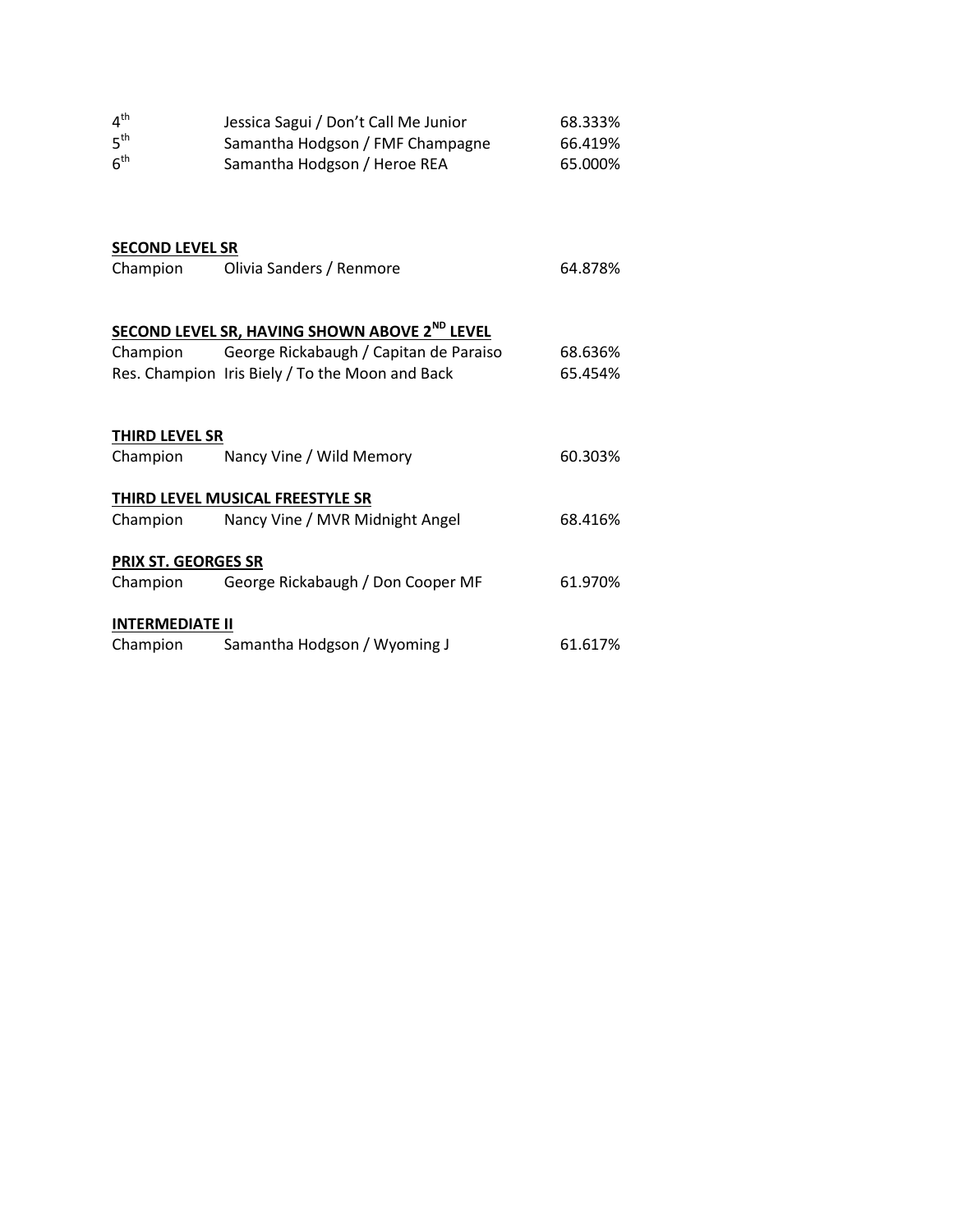| | | |
|---|---|---|
| 4th | Jessica Sagui / Don't Call Me Junior | 68.333% |
| 5th | Samantha Hodgson / FMF Champagne | 66.419% |
| 6th | Samantha Hodgson / Heroe REA | 65.000% |

**SECOND LEVEL SR**

| | | |
|---|---|---|
| Champion | Olivia Sanders / Renmore | 64.878% |

**SECOND LEVEL SR, HAVING SHOWN ABOVE 2ND LEVEL**

| | | |
|---|---|---|
| Champion | George Rickabaugh / Capitan de Paraiso | 68.636% |
| Res. Champion | Iris Biely / To the Moon and Back | 65.454% |

**THIRD LEVEL SR**

| | | |
|---|---|---|
| Champion | Nancy Vine / Wild Memory | 60.303% |

**THIRD LEVEL MUSICAL FREESTYLE SR**

| | | |
|---|---|---|
| Champion | Nancy Vine / MVR Midnight Angel | 68.416% |

**PRIX ST. GEORGES SR**

| | | |
|---|---|---|
| Champion | George Rickabaugh / Don Cooper MF | 61.970% |

**INTERMEDIATE II**

| | | |
|---|---|---|
| Champion | Samantha Hodgson / Wyoming J | 61.617% |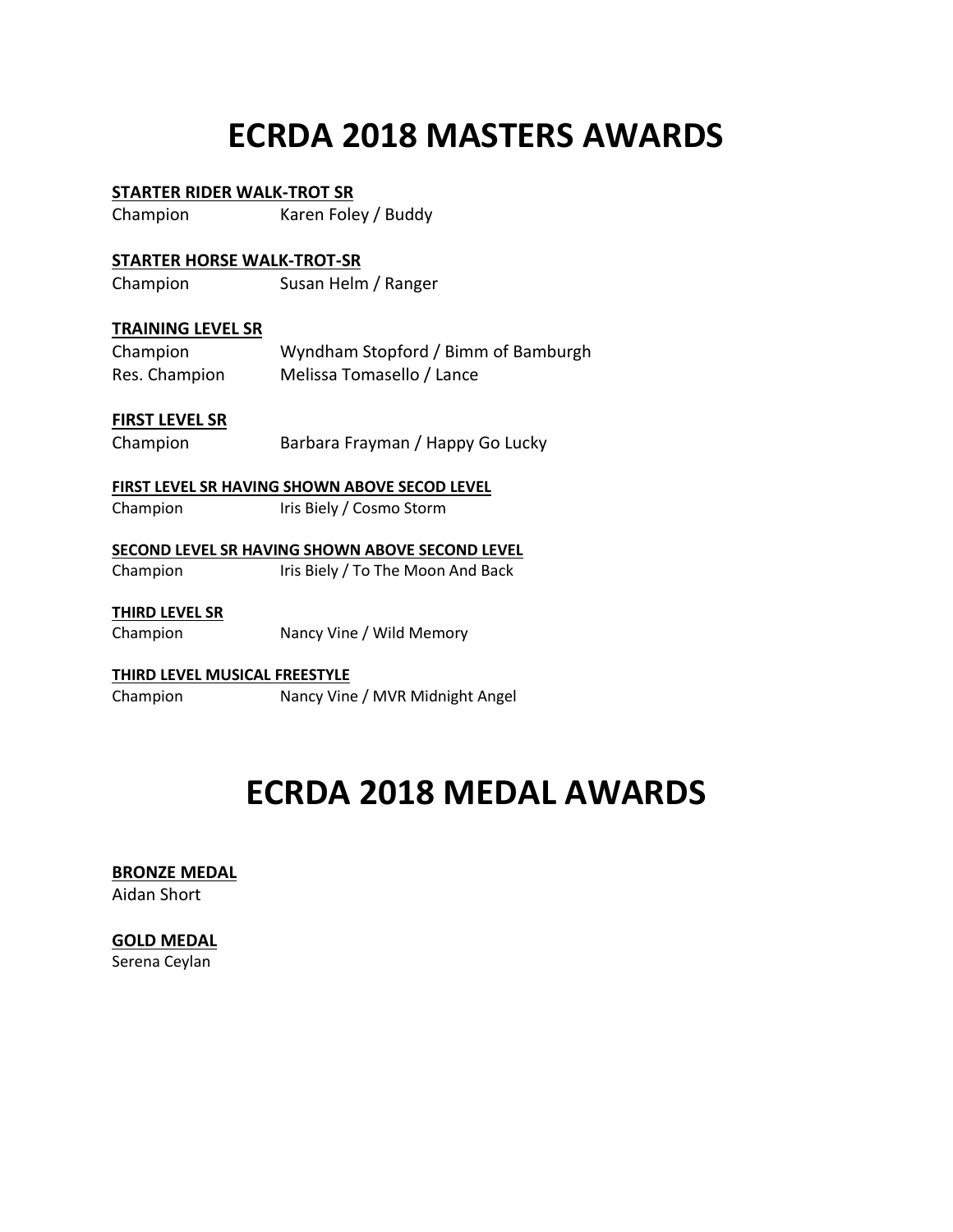# ECRDA 2018 MASTERS AWARDS

**STARTER RIDER WALK-TROT SR**

Champion Karen Foley / Buddy

**STARTER HORSE WALK-TROT-SR**

Champion Susan Helm / Ranger

**TRAINING LEVEL SR**

Champion Wyndham Stopford / Bimm of Bamburgh
Res. Champion Melissa Tomasello / Lance

**FIRST LEVEL SR**

Champion Barbara Frayman / Happy Go Lucky

**FIRST LEVEL SR HAVING SHOWN ABOVE SECOD LEVEL**

Champion Iris Biely / Cosmo Storm

**SECOND LEVEL SR HAVING SHOWN ABOVE SECOND LEVEL**

Champion Iris Biely / To The Moon And Back

**THIRD LEVEL SR**

Champion Nancy Vine / Wild Memory

**THIRD LEVEL MUSICAL FREESTYLE**

Champion Nancy Vine / MVR Midnight Angel

# ECRDA 2018 MEDAL AWARDS

**BRONZE MEDAL**

Aidan Short

**GOLD MEDAL**

Serena Ceylan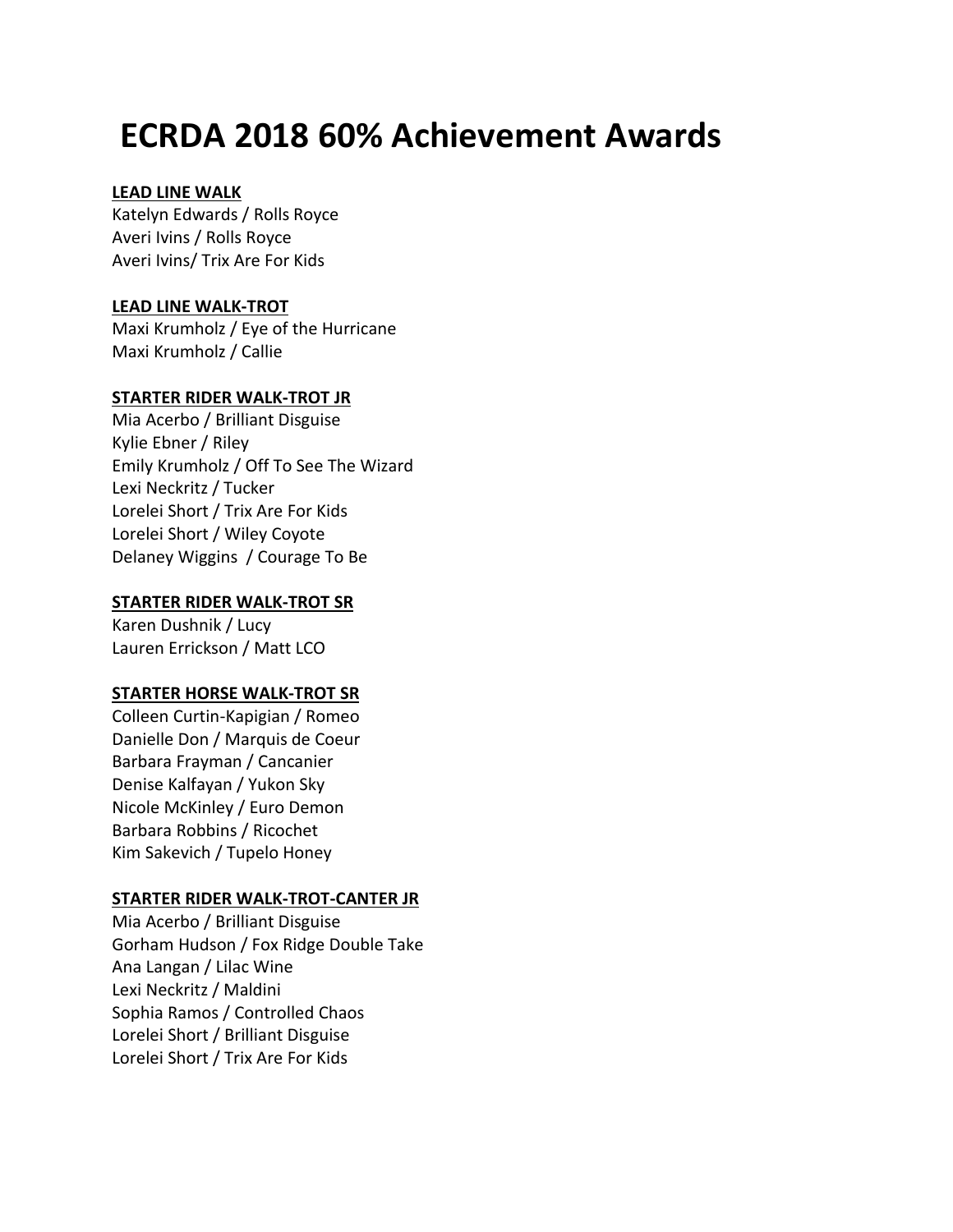# ECRDA 2018 60% Achievement Awards

**LEAD LINE WALK**

Katelyn Edwards / Rolls Royce
Averi Ivins / Rolls Royce
Averi Ivins/ Trix Are For Kids

**LEAD LINE WALK-TROT**

Maxi Krumholz / Eye of the Hurricane
Maxi Krumholz / Callie

**STARTER RIDER WALK-TROT JR**

Mia Acerbo / Brilliant Disguise
Kylie Ebner / Riley
Emily Krumholz / Off To See The Wizard
Lexi Neckritz / Tucker
Lorelei Short / Trix Are For Kids
Lorelei Short / Wiley Coyote
Delaney Wiggins / Courage To Be

**STARTER RIDER WALK-TROT SR**

Karen Dushnik / Lucy
Lauren Errickson / Matt LCO

**STARTER HORSE WALK-TROT SR**

Colleen Curtin-Kapigian / Romeo
Danielle Don / Marquis de Coeur
Barbara Frayman / Cancanier
Denise Kalfayan / Yukon Sky
Nicole McKinley / Euro Demon
Barbara Robbins / Ricochet
Kim Sakevich / Tupelo Honey

**STARTER RIDER WALK-TROT-CANTER JR**

Mia Acerbo / Brilliant Disguise
Gorham Hudson / Fox Ridge Double Take
Ana Langan / Lilac Wine
Lexi Neckritz / Maldini
Sophia Ramos / Controlled Chaos
Lorelei Short / Brilliant Disguise
Lorelei Short / Trix Are For Kids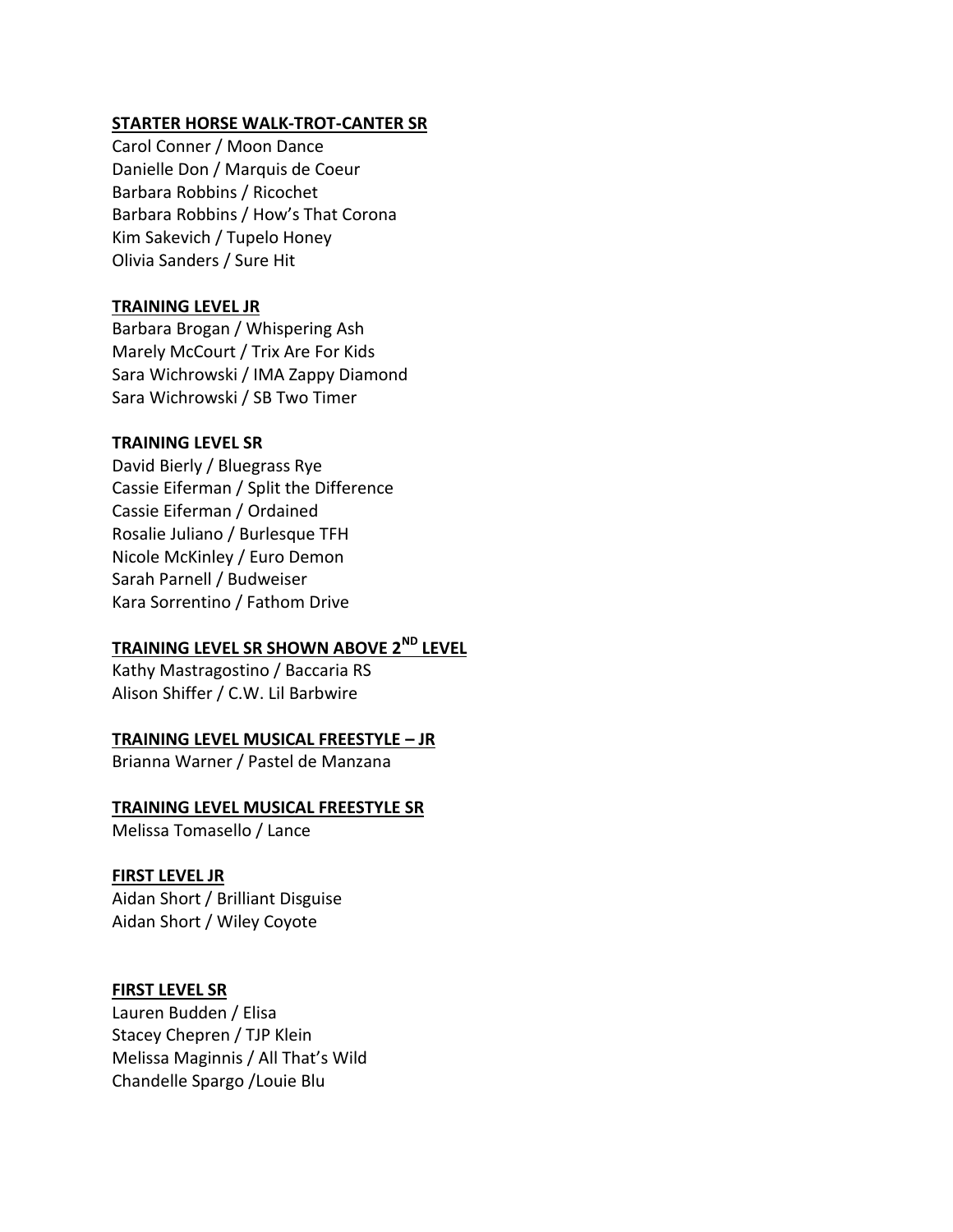**STARTER HORSE WALK-TROT-CANTER SR**

Carol Conner / Moon Dance
Danielle Don / Marquis de Coeur
Barbara Robbins / Ricochet
Barbara Robbins / How's That Corona
Kim Sakevich / Tupelo Honey
Olivia Sanders / Sure Hit

**TRAINING LEVEL JR**

Barbara Brogan / Whispering Ash
Marely McCourt / Trix Are For Kids
Sara Wichrowski / IMA Zappy Diamond
Sara Wichrowski / SB Two Timer

**TRAINING LEVEL SR**

David Bierly / Bluegrass Rye
Cassie Eiferman / Split the Difference
Cassie Eiferman / Ordained
Rosalie Juliano / Burlesque TFH
Nicole McKinley / Euro Demon
Sarah Parnell / Budweiser
Kara Sorrentino / Fathom Drive

**TRAINING LEVEL SR SHOWN ABOVE 2ND LEVEL**

Kathy Mastragostino / Baccaria RS
Alison Shiffer / C.W. Lil Barbwire

**TRAINING LEVEL MUSICAL FREESTYLE – JR**

Brianna Warner / Pastel de Manzana

**TRAINING LEVEL MUSICAL FREESTYLE SR**

Melissa Tomasello / Lance

**FIRST LEVEL JR**

Aidan Short / Brilliant Disguise
Aidan Short / Wiley Coyote

**FIRST LEVEL SR**

Lauren Budden / Elisa
Stacey Chepren / TJP Klein
Melissa Maginnis / All That's Wild
Chandelle Spargo /Louie Blu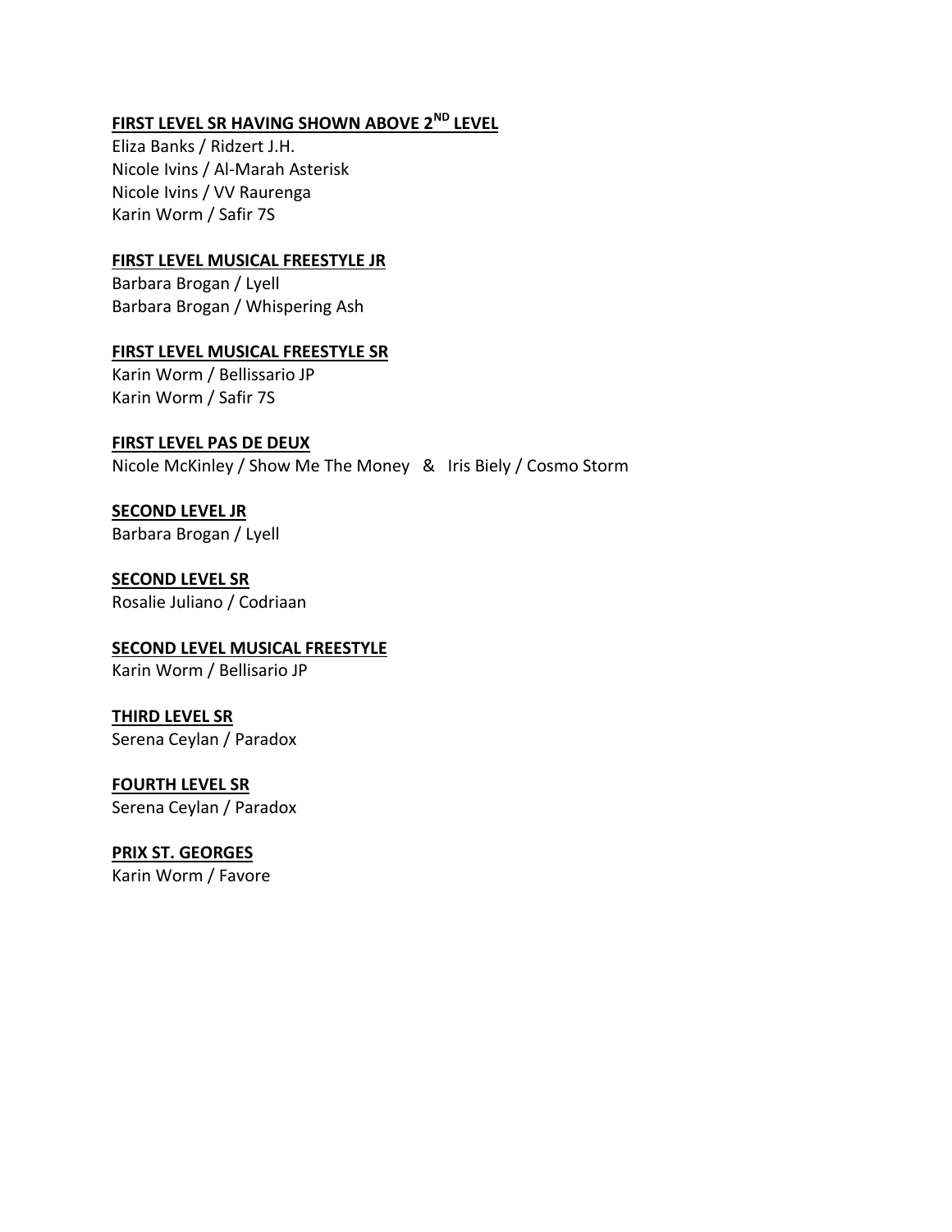**FIRST LEVEL SR HAVING SHOWN ABOVE 2ND LEVEL**

Eliza Banks / Ridzert J.H.
Nicole Ivins / Al-Marah Asterisk
Nicole Ivins / VV Raurenga
Karin Worm / Safir 7S

**FIRST LEVEL MUSICAL FREESTYLE JR**

Barbara Brogan / Lyell
Barbara Brogan / Whispering Ash

**FIRST LEVEL MUSICAL FREESTYLE SR**

Karin Worm / Bellissario JP
Karin Worm / Safir 7S

**FIRST LEVEL PAS DE DEUX**

Nicole McKinley / Show Me The Money & Iris Biely / Cosmo Storm

**SECOND LEVEL JR**

Barbara Brogan / Lyell

**SECOND LEVEL SR**

Rosalie Juliano / Codriaan

**SECOND LEVEL MUSICAL FREESTYLE**

Karin Worm / Bellisario JP

**THIRD LEVEL SR**

Serena Ceylan / Paradox

**FOURTH LEVEL SR**

Serena Ceylan / Paradox

**PRIX ST. GEORGES**

Karin Worm / Favore